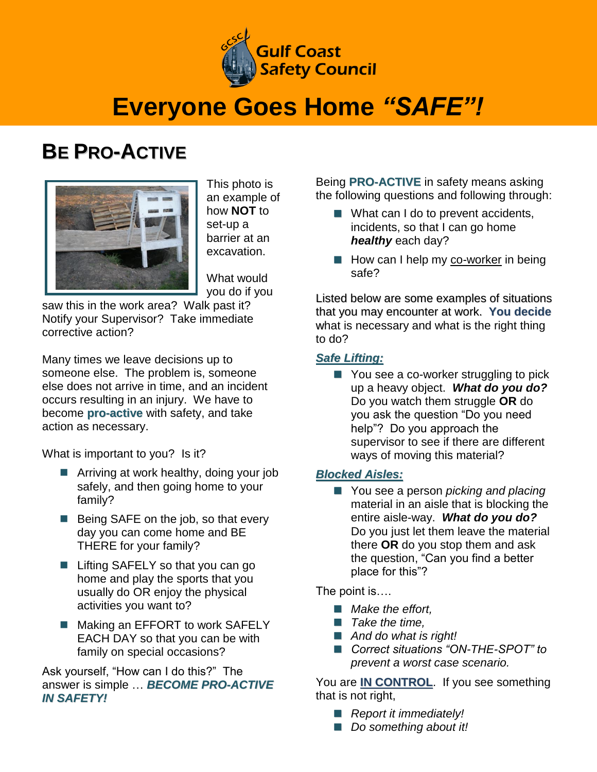Gulf Coast Safety Council

# Everyone Goes Home *"SAFE"!*

## BE PRO-ACTIVE

This photo is an example of how **NOT** to set-up a barrier at an excavation.

What would you do if you saw this in the work area? Walk past it? Notify your Supervisor? Take immediate corrective action?

Many times we leave decisions up to someone else. The problem is, someone else does not arrive in time, and an incident occurs resulting in an injury. We have to become **pro-active** with safety, and take action as necessary.

What is important to you? Is it?

- Arriving at work healthy, doing your job safely, and then going home to your family?
- Being SAFE on the job, so that every day you can come home and BE THERE for your family?
- Lifting SAFELY so that you can go home and play the sports that you usually do OR enjoy the physical activities you want to?
- Making an EFFORT to work SAFELY EACH DAY so that you can be with family on special occasions?

Ask yourself, "How can I do this?" The answer is simple … ***BECOME PRO-ACTIVE IN SAFETY!***

Being **PRO-ACTIVE** in safety means asking the following questions and following through:

- What can I do to prevent accidents, incidents, so that I can go home ***healthy*** each day?
- How can I help my co-worker in being safe?

Listed below are some examples of situations that you may encounter at work. **You decide** what is necessary and what is the right thing to do?

***Safe Lifting:***

- You see a co-worker struggling to pick up a heavy object. ***What do you do?*** Do you watch them struggle **OR** do you ask the question "Do you need help"? Do you approach the supervisor to see if there are different ways of moving this material?

***Blocked Aisles:***

- You see a person *picking and placing* material in an aisle that is blocking the entire aisle-way. ***What do you do?*** Do you just let them leave the material there **OR** do you stop them and ask the question, "Can you find a better place for this"?

The point is….

- *Make the effort,*
- *Take the time,*
- *And do what is right!*
- *Correct situations "ON-THE-SPOT" to prevent a worst case scenario.*

You are **IN CONTROL**. If you see something that is not right,

- *Report it immediately!*
- *Do something about it!*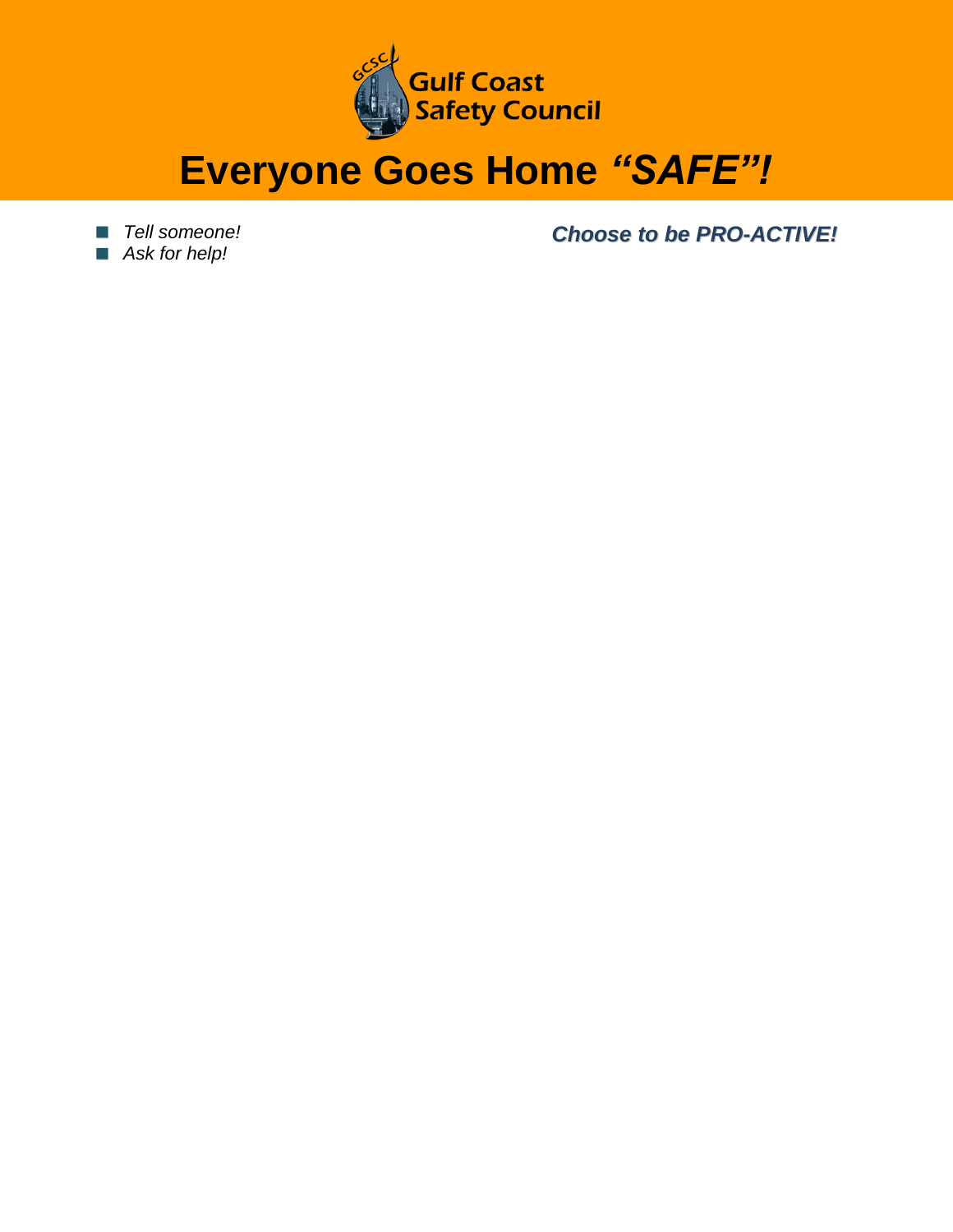Gulf Coast Safety Council

# Everyone Goes Home *"SAFE"!*

- *Tell someone!*
- *Ask for help!*

***Choose to be PRO-ACTIVE!***